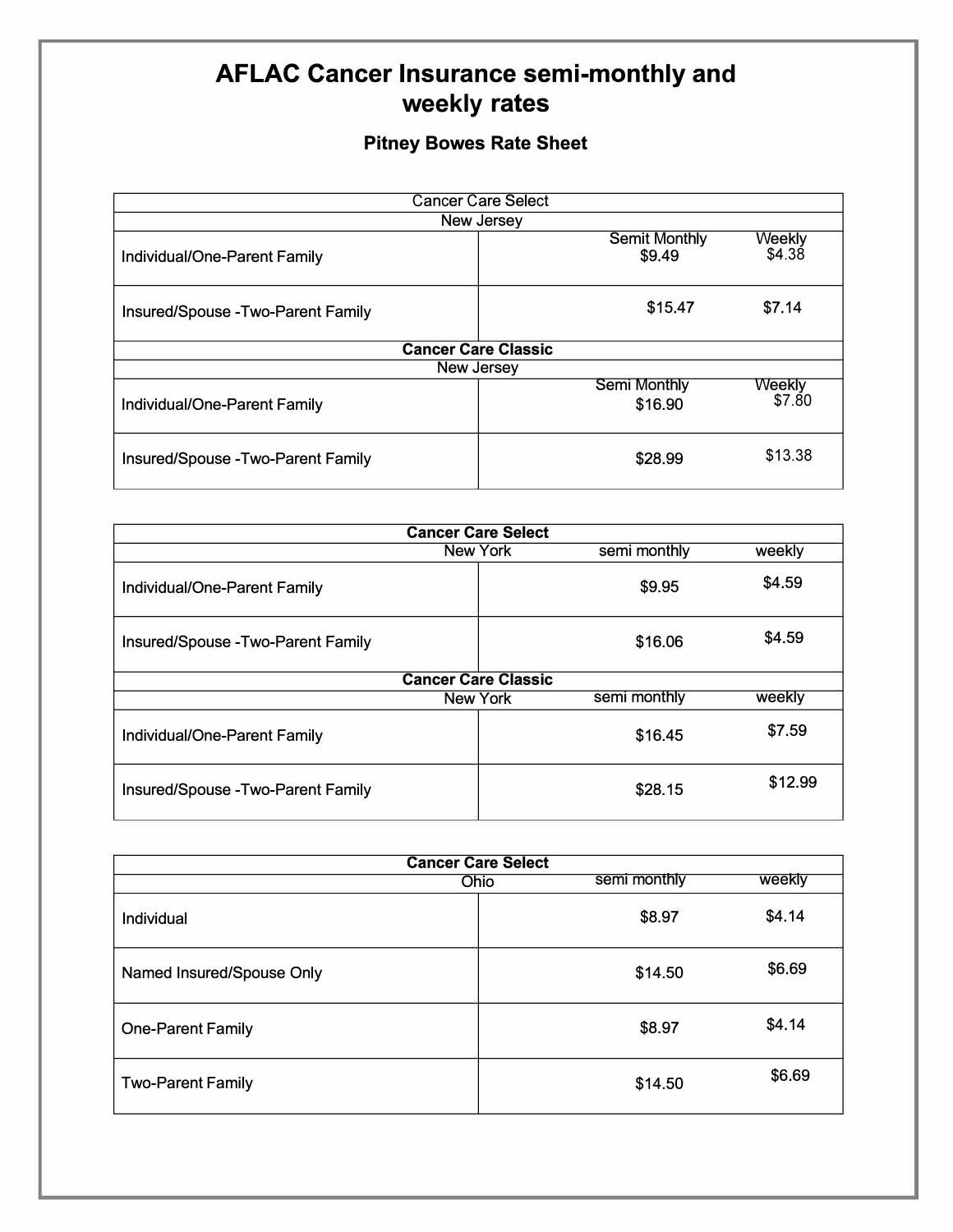# AFLAC Cancer Insurance semi-monthly and weekly rates

## Pitney Bowes Rate Sheet

| Cancer Care Select | | |
|---|---|---|
| New Jersey | | |
| | Semit Monthly | Weekly |
| Individual/One-Parent Family | $9.49 | $4.38 |
| Insured/Spouse -Two-Parent Family | $15.47 | $7.14 |
| **Cancer Care Classic** | | |
| New Jersey | | |
| | Semi Monthly | Weekly |
| Individual/One-Parent Family | $16.90 | $7.80 |
| Insured/Spouse -Two-Parent Family | $28.99 | $13.38 |

| **Cancer Care Select** | | |
|---|---|---|
| New York | semi monthly | weekly |
| Individual/One-Parent Family | $9.95 | $4.59 |
| Insured/Spouse -Two-Parent Family | $16.06 | $4.59 |
| **Cancer Care Classic** | | |
| New York | semi monthly | weekly |
| Individual/One-Parent Family | $16.45 | $7.59 |
| Insured/Spouse -Two-Parent Family | $28.15 | $12.99 |

| **Cancer Care Select** | | |
|---|---|---|
| Ohio | semi monthly | weekly |
| Individual | $8.97 | $4.14 |
| Named Insured/Spouse Only | $14.50 | $6.69 |
| One-Parent Family | $8.97 | $4.14 |
| Two-Parent Family | $14.50 | $6.69 |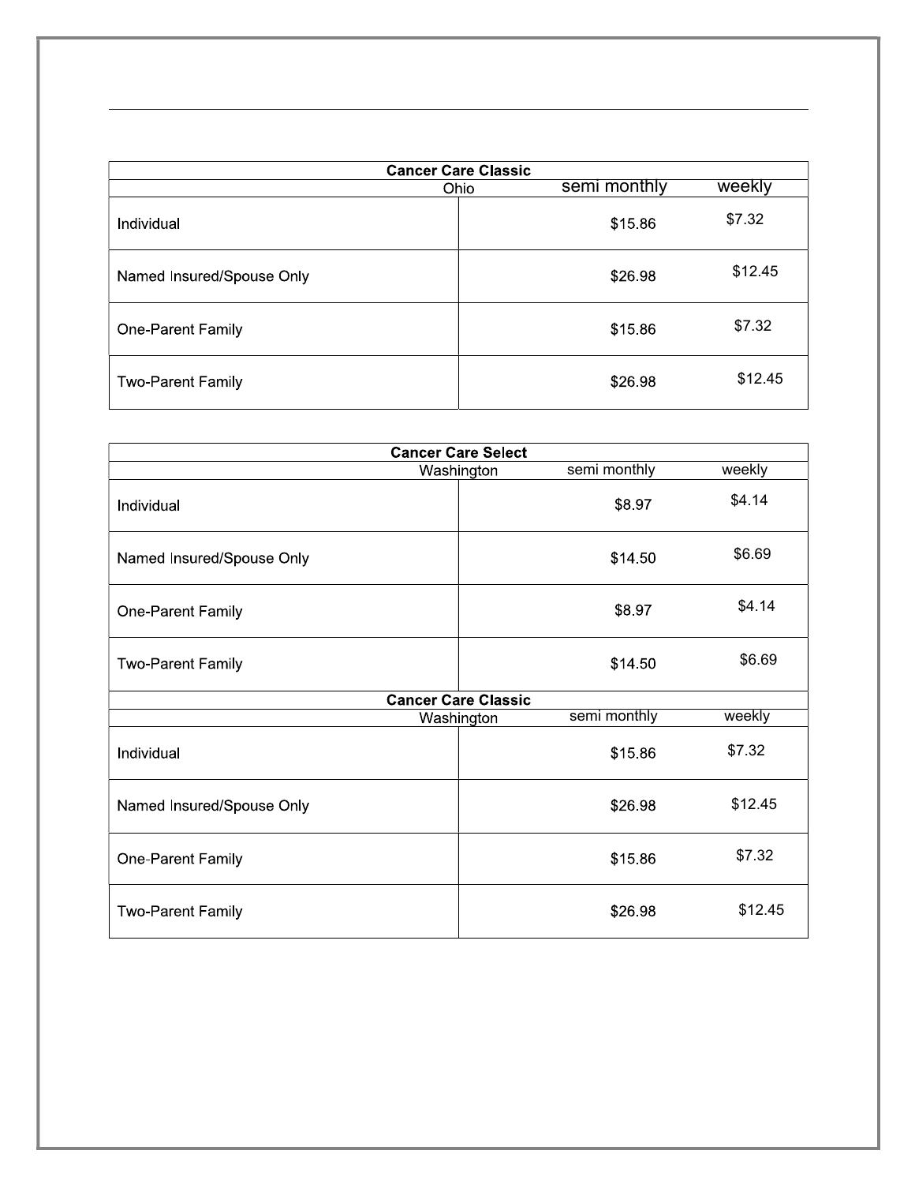| Cancer Care Classic | | | |
|---|---|---|---|
| | Ohio | semi monthly | weekly |
| Individual | | $15.86 | $7.32 |
| Named Insured/Spouse Only | | $26.98 | $12.45 |
| One-Parent Family | | $15.86 | $7.32 |
| Two-Parent Family | | $26.98 | $12.45 |

| Cancer Care Select | | | |
|---|---|---|---|
| | Washington | semi monthly | weekly |
| Individual | | $8.97 | $4.14 |
| Named Insured/Spouse Only | | $14.50 | $6.69 |
| One-Parent Family | | $8.97 | $4.14 |
| Two-Parent Family | | $14.50 | $6.69 |

| Cancer Care Classic | | | |
|---|---|---|---|
| | Washington | semi monthly | weekly |
| Individual | | $15.86 | $7.32 |
| Named Insured/Spouse Only | | $26.98 | $12.45 |
| One-Parent Family | | $15.86 | $7.32 |
| Two-Parent Family | | $26.98 | $12.45 |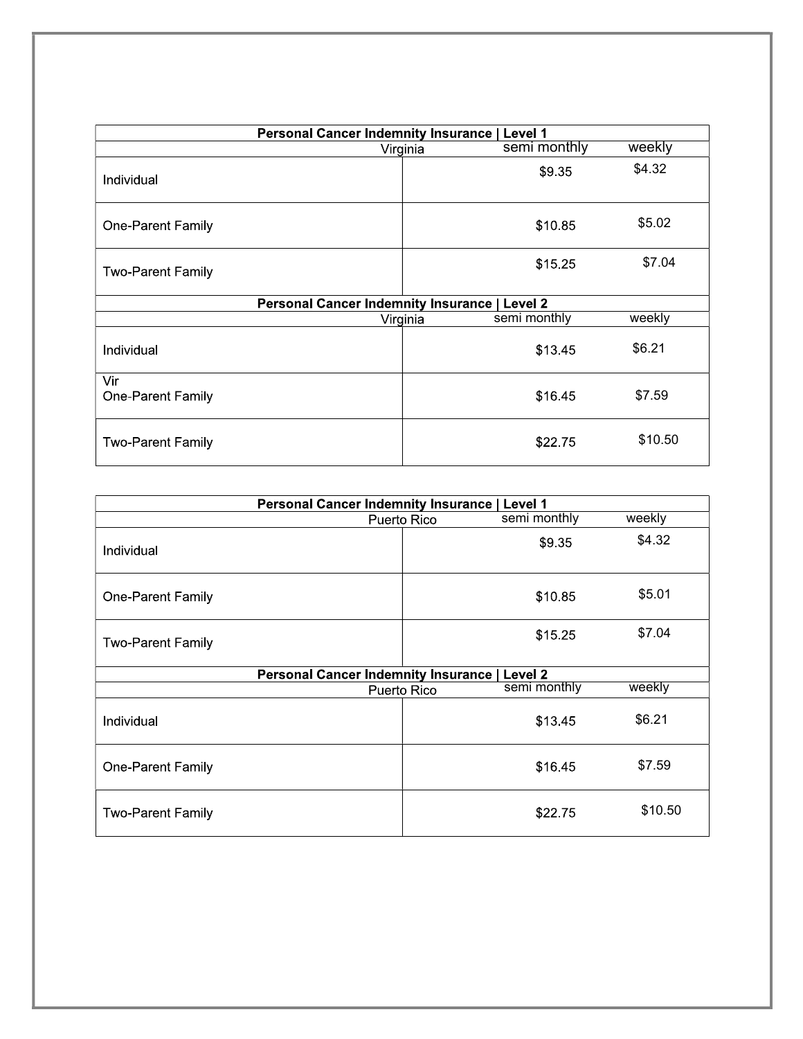| Personal Cancer Indemnity Insurance \| Level 1 | | |
|---|---|---|
| Virginia | semi monthly | weekly |
| Individual | $9.35 | $4.32 |
| One-Parent Family | $10.85 | $5.02 |
| Two-Parent Family | $15.25 | $7.04 |
| **Personal Cancer Indemnity Insurance \| Level 2** | | |
| Virginia | semi monthly | weekly |
| Individual | $13.45 | $6.21 |
| Vir<br>One-Parent Family | $16.45 | $7.59 |
| Two-Parent Family | $22.75 | $10.50 |

| Personal Cancer Indemnity Insurance \| Level 1 | | |
|---|---|---|
| Puerto Rico | semi monthly | weekly |
| Individual | $9.35 | $4.32 |
| One-Parent Family | $10.85 | $5.01 |
| Two-Parent Family | $15.25 | $7.04 |
| **Personal Cancer Indemnity Insurance \| Level 2** | | |
| Puerto Rico | semi monthly | weekly |
| Individual | $13.45 | $6.21 |
| One-Parent Family | $16.45 | $7.59 |
| Two-Parent Family | $22.75 | $10.50 |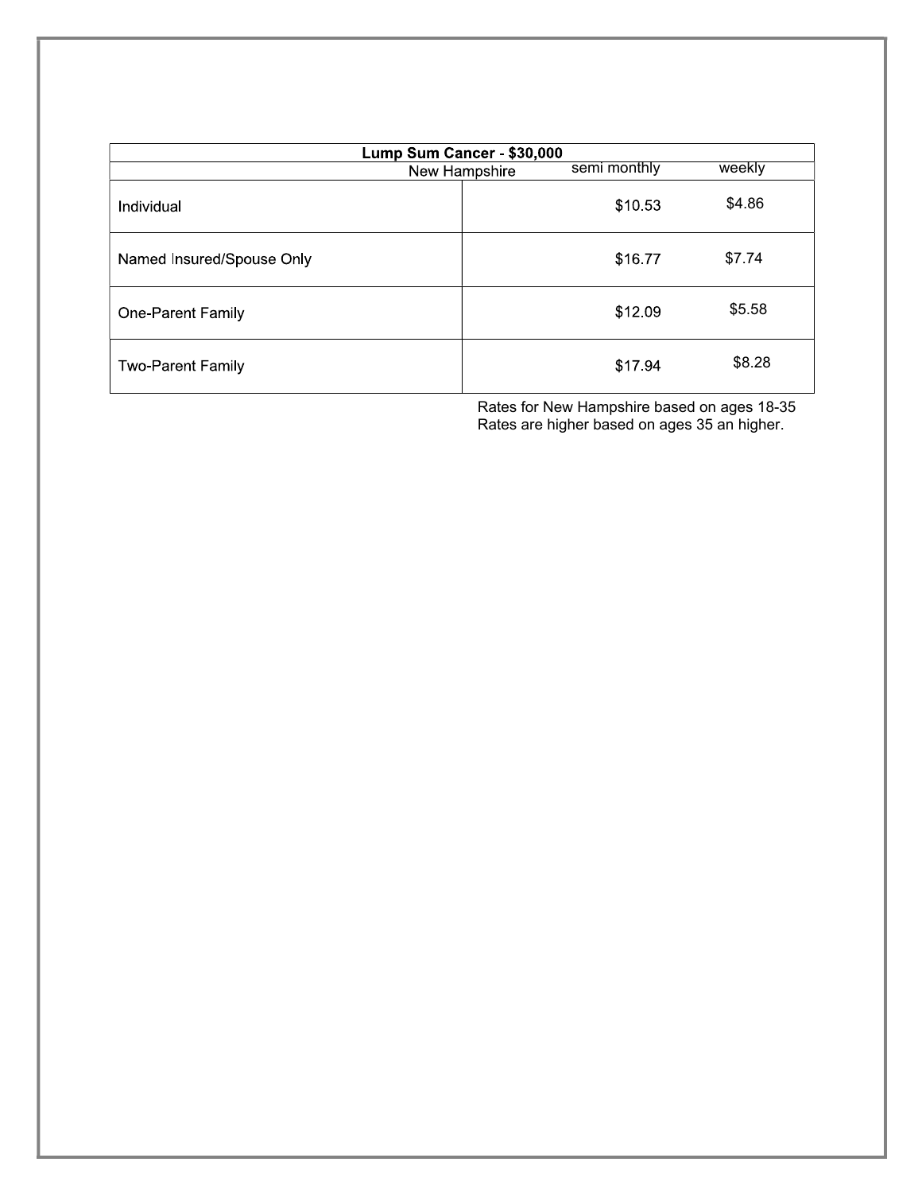| Lump Sum Cancer - $30,000 | | | |
|---|---|---|---|
| | New Hampshire | semi monthly | weekly |
| Individual | | $10.53 | $4.86 |
| Named Insured/Spouse Only | | $16.77 | $7.74 |
| One-Parent Family | | $12.09 | $5.58 |
| Two-Parent Family | | $17.94 | $8.28 |

Rates for New Hampshire based on ages 18-35
Rates are higher based on ages 35 an higher.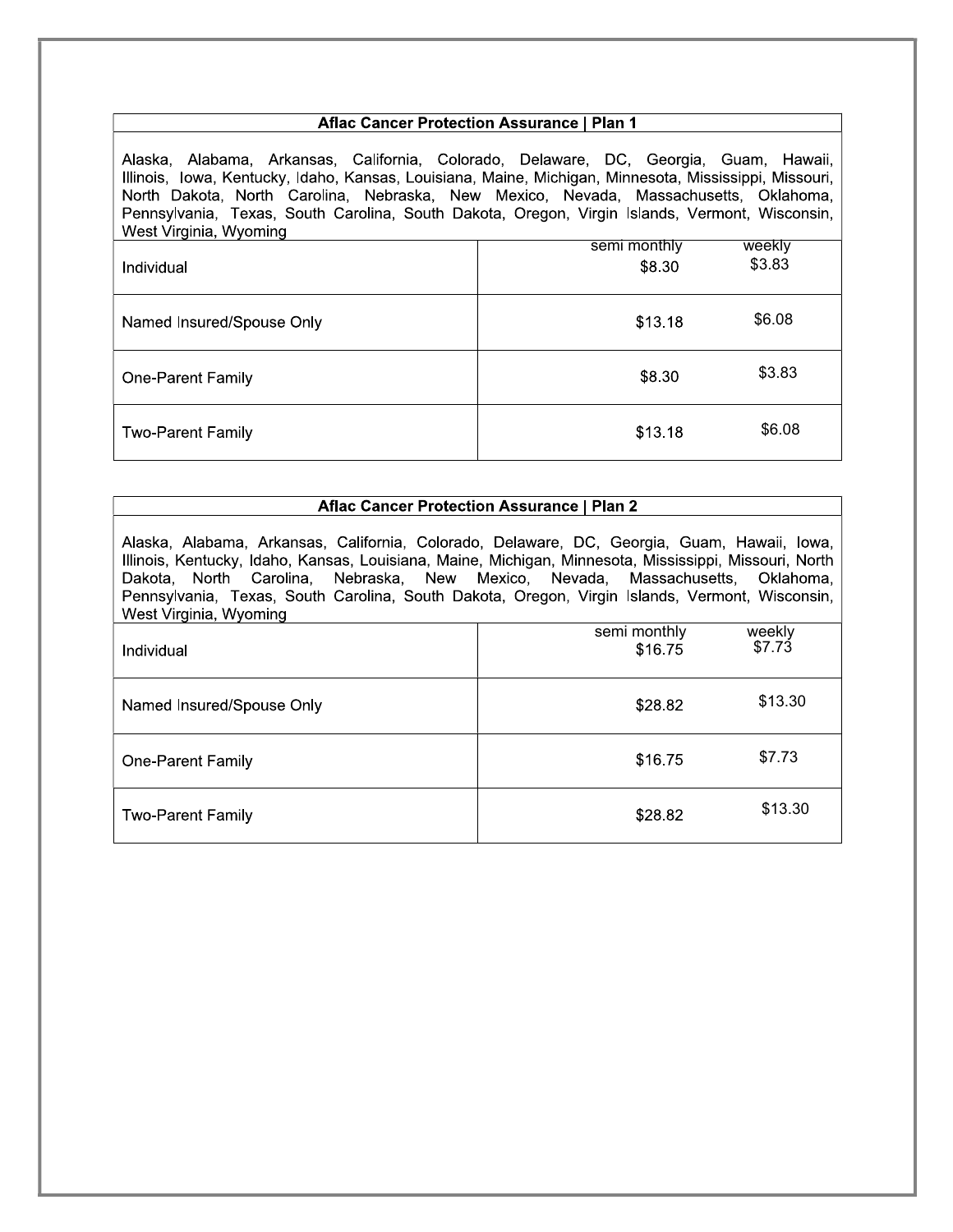| Aflac Cancer Protection Assurance \| Plan 1 | | |
|---|---|---|
| Alaska, Alabama, Arkansas, California, Colorado, Delaware, DC, Georgia, Guam, Hawaii, Illinois, Iowa, Kentucky, Idaho, Kansas, Louisiana, Maine, Michigan, Minnesota, Mississippi, Missouri, North Dakota, North Carolina, Nebraska, New Mexico, Nevada, Massachusetts, Oklahoma, Pennsylvania, Texas, South Carolina, South Dakota, Oregon, Virgin Islands, Vermont, Wisconsin, West Virginia, Wyoming | | |
| | semi monthly | weekly |
| Individual | $8.30 | $3.83 |
| Named Insured/Spouse Only | $13.18 | $6.08 |
| One-Parent Family | $8.30 | $3.83 |
| Two-Parent Family | $13.18 | $6.08 |

| Aflac Cancer Protection Assurance \| Plan 2 | | |
|---|---|---|
| Alaska, Alabama, Arkansas, California, Colorado, Delaware, DC, Georgia, Guam, Hawaii, Iowa, Illinois, Kentucky, Idaho, Kansas, Louisiana, Maine, Michigan, Minnesota, Mississippi, Missouri, North Dakota, North Carolina, Nebraska, New Mexico, Nevada, Massachusetts, Oklahoma, Pennsylvania, Texas, South Carolina, South Dakota, Oregon, Virgin Islands, Vermont, Wisconsin, West Virginia, Wyoming | | |
| | semi monthly | weekly |
| Individual | $16.75 | $7.73 |
| Named Insured/Spouse Only | $28.82 | $13.30 |
| One-Parent Family | $16.75 | $7.73 |
| Two-Parent Family | $28.82 | $13.30 |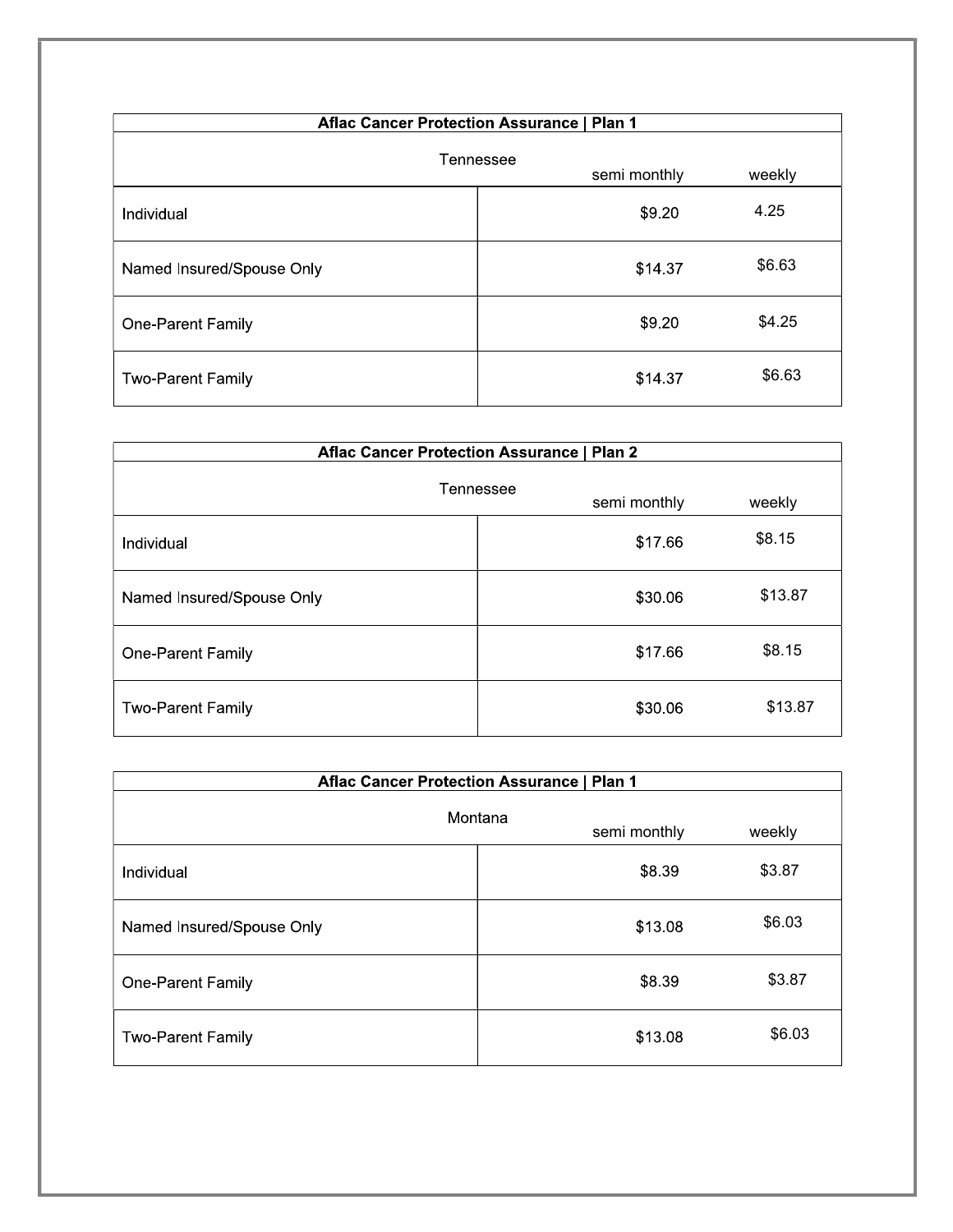| Aflac Cancer Protection Assurance \| Plan 1 | | |
|---|---|---|
| Tennessee | semi monthly | weekly |
| Individual | $9.20 | 4.25 |
| Named Insured/Spouse Only | $14.37 | $6.63 |
| One-Parent Family | $9.20 | $4.25 |
| Two-Parent Family | $14.37 | $6.63 |

| Aflac Cancer Protection Assurance \| Plan 2 | | |
|---|---|---|
| Tennessee | semi monthly | weekly |
| Individual | $17.66 | $8.15 |
| Named Insured/Spouse Only | $30.06 | $13.87 |
| One-Parent Family | $17.66 | $8.15 |
| Two-Parent Family | $30.06 | $13.87 |

| Aflac Cancer Protection Assurance \| Plan 1 | | |
|---|---|---|
| Montana | semi monthly | weekly |
| Individual | $8.39 | $3.87 |
| Named Insured/Spouse Only | $13.08 | $6.03 |
| One-Parent Family | $8.39 | $3.87 |
| Two-Parent Family | $13.08 | $6.03 |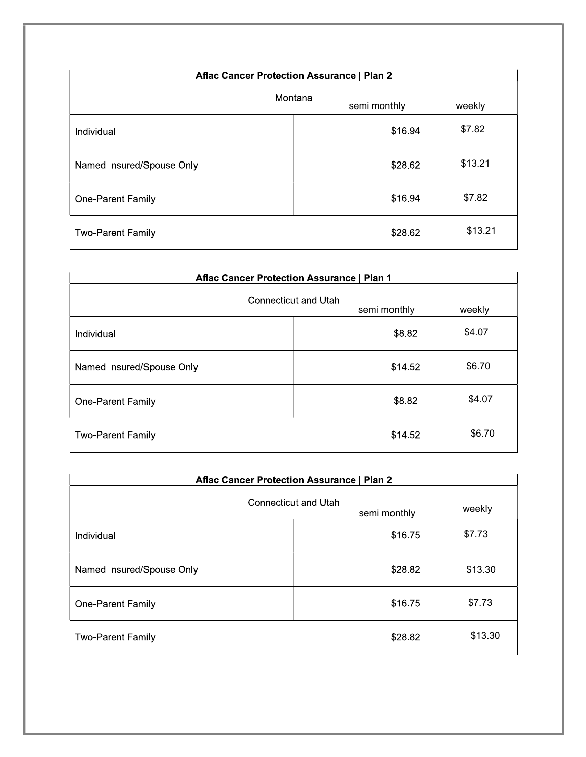| Aflac Cancer Protection Assurance \| Plan 2 | | |
|---|---|---|
| Montana | semi monthly | weekly |
| Individual | $16.94 | $7.82 |
| Named Insured/Spouse Only | $28.62 | $13.21 |
| One-Parent Family | $16.94 | $7.82 |
| Two-Parent Family | $28.62 | $13.21 |

| Aflac Cancer Protection Assurance \| Plan 1 | | |
|---|---|---|
| Connecticut and Utah | semi monthly | weekly |
| Individual | $8.82 | $4.07 |
| Named Insured/Spouse Only | $14.52 | $6.70 |
| One-Parent Family | $8.82 | $4.07 |
| Two-Parent Family | $14.52 | $6.70 |

| Aflac Cancer Protection Assurance \| Plan 2 | | |
|---|---|---|
| Connecticut and Utah | semi monthly | weekly |
| Individual | $16.75 | $7.73 |
| Named Insured/Spouse Only | $28.82 | $13.30 |
| One-Parent Family | $16.75 | $7.73 |
| Two-Parent Family | $28.82 | $13.30 |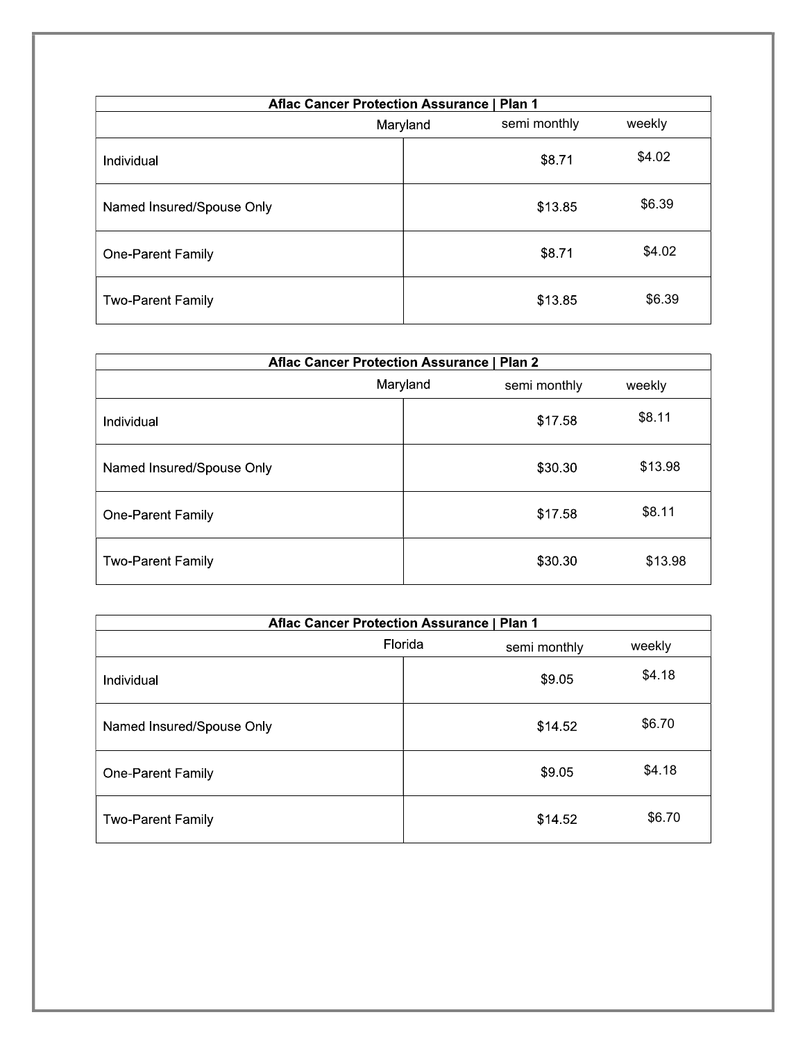| Aflac Cancer Protection Assurance \| Plan 1 | | | |
|---|---|---|---|
| | Maryland | semi monthly | weekly |
| Individual | | $8.71 | $4.02 |
| Named Insured/Spouse Only | | $13.85 | $6.39 |
| One-Parent Family | | $8.71 | $4.02 |
| Two-Parent Family | | $13.85 | $6.39 |

| Aflac Cancer Protection Assurance \| Plan 2 | | | |
|---|---|---|---|
| | Maryland | semi monthly | weekly |
| Individual | | $17.58 | $8.11 |
| Named Insured/Spouse Only | | $30.30 | $13.98 |
| One-Parent Family | | $17.58 | $8.11 |
| Two-Parent Family | | $30.30 | $13.98 |

| Aflac Cancer Protection Assurance \| Plan 1 | | | |
|---|---|---|---|
| | Florida | semi monthly | weekly |
| Individual | | $9.05 | $4.18 |
| Named Insured/Spouse Only | | $14.52 | $6.70 |
| One-Parent Family | | $9.05 | $4.18 |
| Two-Parent Family | | $14.52 | $6.70 |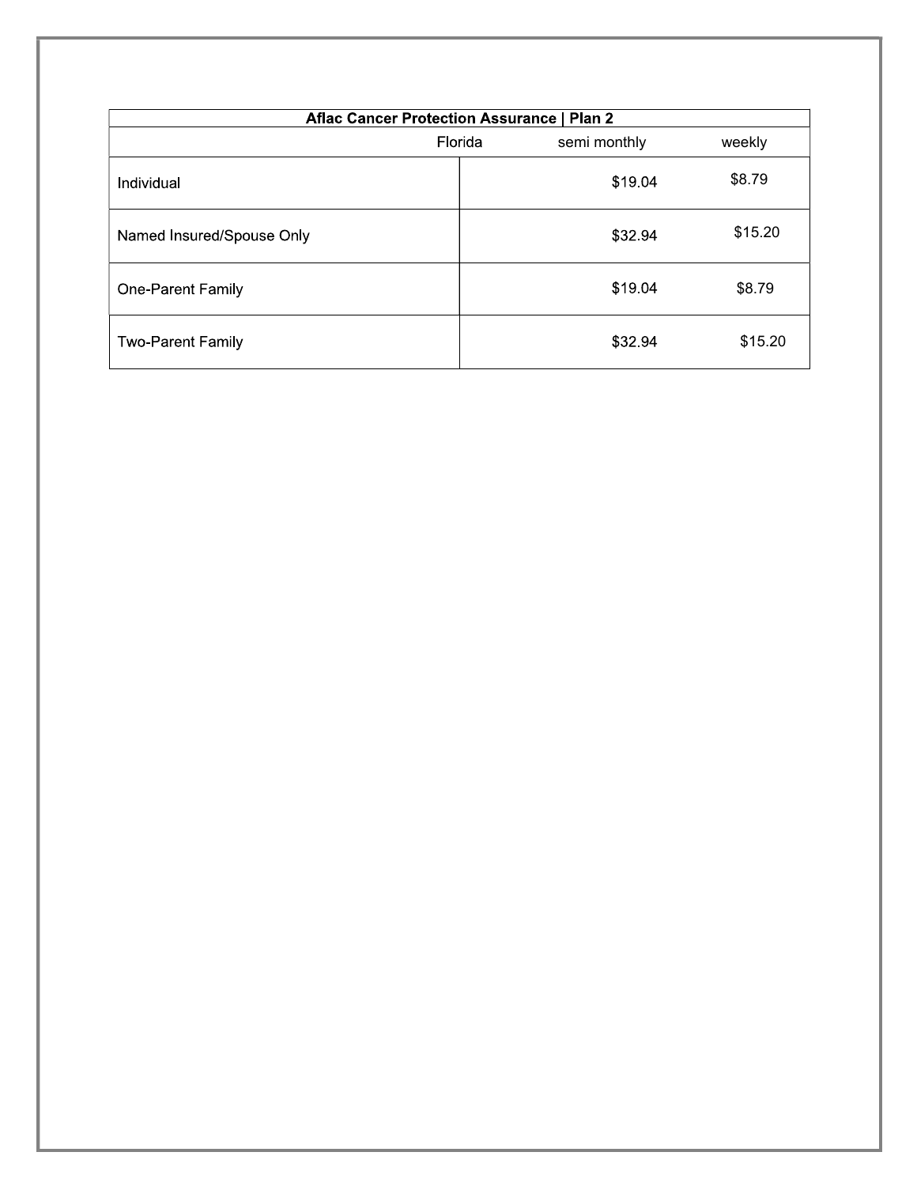| Aflac Cancer Protection Assurance \| Plan 2 | | |
| --- | --- | --- |
| Florida | semi monthly | weekly |
| Individual | $19.04 | $8.79 |
| Named Insured/Spouse Only | $32.94 | $15.20 |
| One-Parent Family | $19.04 | $8.79 |
| Two-Parent Family | $32.94 | $15.20 |